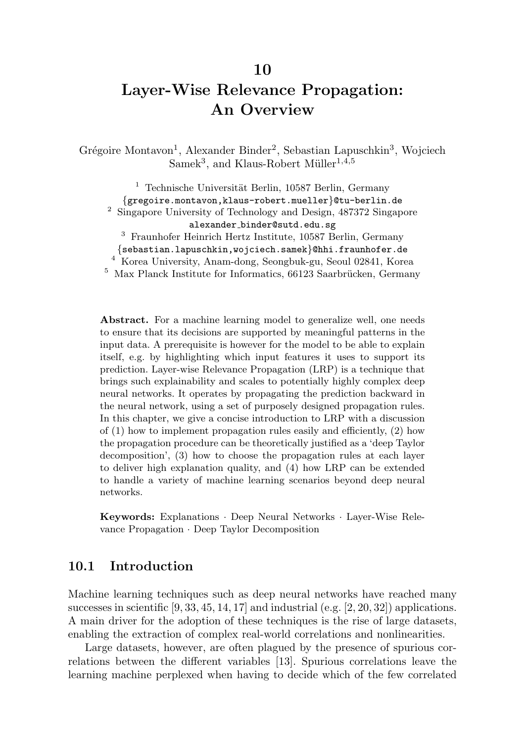# 10 Layer-Wise Relevance Propagation: An Overview

Grégoire Montavon[1], Alexander Binder[2], Sebastian Lapuschkin[3], Wojciech Samek[3], and Klaus-Robert Müller[1,4,5]

[1] Technische Universität Berlin, 10587 Berlin, Germany
{gregoire.montavon,klaus-robert.mueller}@tu-berlin.de
[2] Singapore University of Technology and Design, 487372 Singapore
alexander_binder@sutd.edu.sg
[3] Fraunhofer Heinrich Hertz Institute, 10587 Berlin, Germany
{sebastian.lapuschkin,wojciech.samek}@hhi.fraunhofer.de
[4] Korea University, Anam-dong, Seongbuk-gu, Seoul 02841, Korea
[5] Max Planck Institute for Informatics, 66123 Saarbrücken, Germany

**Abstract.** For a machine learning model to generalize well, one needs to ensure that its decisions are supported by meaningful patterns in the input data. A prerequisite is however for the model to be able to explain itself, e.g. by highlighting which input features it uses to support its prediction. Layer-wise Relevance Propagation (LRP) is a technique that brings such explainability and scales to potentially highly complex deep neural networks. It operates by propagating the prediction backward in the neural network, using a set of purposely designed propagation rules. In this chapter, we give a concise introduction to LRP with a discussion of (1) how to implement propagation rules easily and efficiently, (2) how the propagation procedure can be theoretically justified as a 'deep Taylor decomposition', (3) how to choose the propagation rules at each layer to deliver high explanation quality, and (4) how LRP can be extended to handle a variety of machine learning scenarios beyond deep neural networks.

**Keywords:** Explanations · Deep Neural Networks · Layer-Wise Relevance Propagation · Deep Taylor Decomposition

## 10.1 Introduction

Machine learning techniques such as deep neural networks have reached many successes in scientific [9, 33, 45, 14, 17] and industrial (e.g. [2, 20, 32]) applications. A main driver for the adoption of these techniques is the rise of large datasets, enabling the extraction of complex real-world correlations and nonlinearities.

Large datasets, however, are often plagued by the presence of spurious correlations between the different variables [13]. Spurious correlations leave the learning machine perplexed when having to decide which of the few correlated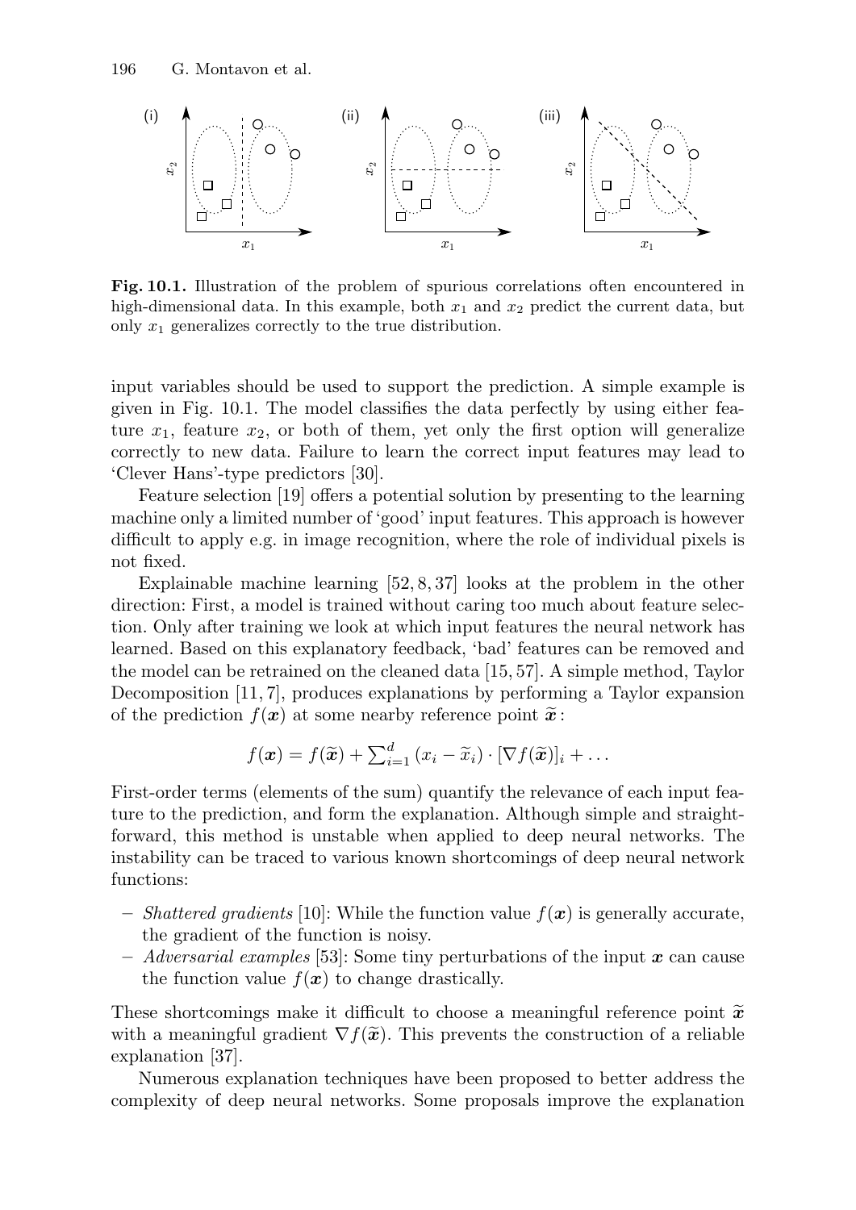**Fig. 10.1.** Illustration of the problem of spurious correlations often encountered in high-dimensional data. In this example, both $x_1$ and $x_2$ predict the current data, but only $x_1$ generalizes correctly to the true distribution.

input variables should be used to support the prediction. A simple example is given in Fig. 10.1. The model classifies the data perfectly by using either feature $x_1$, feature $x_2$, or both of them, yet only the first option will generalize correctly to new data. Failure to learn the correct input features may lead to 'Clever Hans'-type predictors [30].

Feature selection [19] offers a potential solution by presenting to the learning machine only a limited number of 'good' input features. This approach is however difficult to apply e.g. in image recognition, where the role of individual pixels is not fixed.

Explainable machine learning [52, 8, 37] looks at the problem in the other direction: First, a model is trained without caring too much about feature selection. Only after training we look at which input features the neural network has learned. Based on this explanatory feedback, 'bad' features can be removed and the model can be retrained on the cleaned data [15, 57]. A simple method, Taylor Decomposition [11, 7], produces explanations by performing a Taylor expansion of the prediction $f(\boldsymbol{x})$ at some nearby reference point $\widetilde{\boldsymbol{x}}$:

$$f(\boldsymbol{x}) = f(\widetilde{\boldsymbol{x}}) + \sum_{i=1}^{d} (x_i - \widetilde{x}_i) \cdot [\nabla f(\widetilde{\boldsymbol{x}})]_i + \ldots$$

First-order terms (elements of the sum) quantify the relevance of each input feature to the prediction, and form the explanation. Although simple and straightforward, this method is unstable when applied to deep neural networks. The instability can be traced to various known shortcomings of deep neural network functions:

- *Shattered gradients* [10]: While the function value $f(\boldsymbol{x})$ is generally accurate, the gradient of the function is noisy.
- *Adversarial examples* [53]: Some tiny perturbations of the input $\boldsymbol{x}$ can cause the function value $f(\boldsymbol{x})$ to change drastically.

These shortcomings make it difficult to choose a meaningful reference point $\widetilde{\boldsymbol{x}}$ with a meaningful gradient $\nabla f(\widetilde{\boldsymbol{x}})$. This prevents the construction of a reliable explanation [37].

Numerous explanation techniques have been proposed to better address the complexity of deep neural networks. Some proposals improve the explanation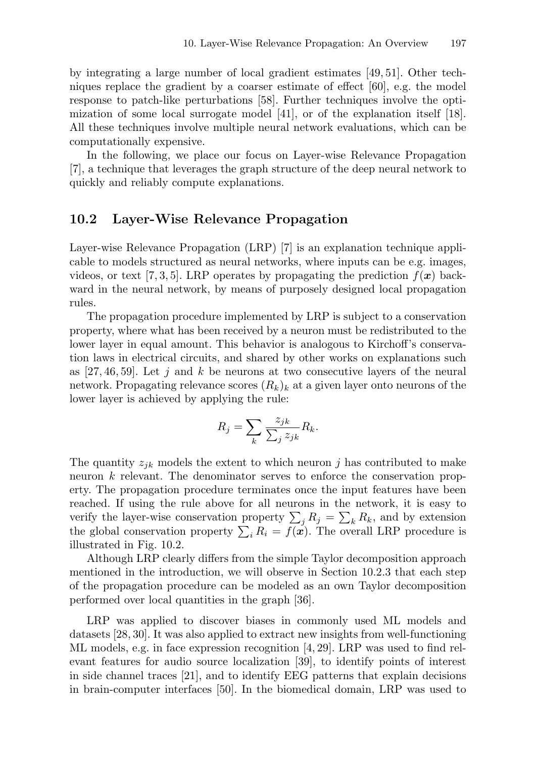by integrating a large number of local gradient estimates [49, 51]. Other techniques replace the gradient by a coarser estimate of effect [60], e.g. the model response to patch-like perturbations [58]. Further techniques involve the optimization of some local surrogate model [41], or of the explanation itself [18]. All these techniques involve multiple neural network evaluations, which can be computationally expensive.

In the following, we place our focus on Layer-wise Relevance Propagation [7], a technique that leverages the graph structure of the deep neural network to quickly and reliably compute explanations.

## 10.2 Layer-Wise Relevance Propagation

Layer-wise Relevance Propagation (LRP) [7] is an explanation technique applicable to models structured as neural networks, where inputs can be e.g. images, videos, or text [7, 3, 5]. LRP operates by propagating the prediction $f(\boldsymbol{x})$ backward in the neural network, by means of purposely designed local propagation rules.

The propagation procedure implemented by LRP is subject to a conservation property, where what has been received by a neuron must be redistributed to the lower layer in equal amount. This behavior is analogous to Kirchoff's conservation laws in electrical circuits, and shared by other works on explanations such as [27, 46, 59]. Let $j$ and $k$ be neurons at two consecutive layers of the neural network. Propagating relevance scores $(R_k)_k$ at a given layer onto neurons of the lower layer is achieved by applying the rule:

$$R_j = \sum_k \frac{z_{jk}}{\sum_j z_{jk}} R_k.$$

The quantity $z_{jk}$ models the extent to which neuron $j$ has contributed to make neuron $k$ relevant. The denominator serves to enforce the conservation property. The propagation procedure terminates once the input features have been reached. If using the rule above for all neurons in the network, it is easy to verify the layer-wise conservation property $\sum_j R_j = \sum_k R_k$, and by extension the global conservation property $\sum_i R_i = f(\boldsymbol{x})$. The overall LRP procedure is illustrated in Fig. 10.2.

Although LRP clearly differs from the simple Taylor decomposition approach mentioned in the introduction, we will observe in Section 10.2.3 that each step of the propagation procedure can be modeled as an own Taylor decomposition performed over local quantities in the graph [36].

LRP was applied to discover biases in commonly used ML models and datasets [28, 30]. It was also applied to extract new insights from well-functioning ML models, e.g. in face expression recognition [4, 29]. LRP was used to find relevant features for audio source localization [39], to identify points of interest in side channel traces [21], and to identify EEG patterns that explain decisions in brain-computer interfaces [50]. In the biomedical domain, LRP was used to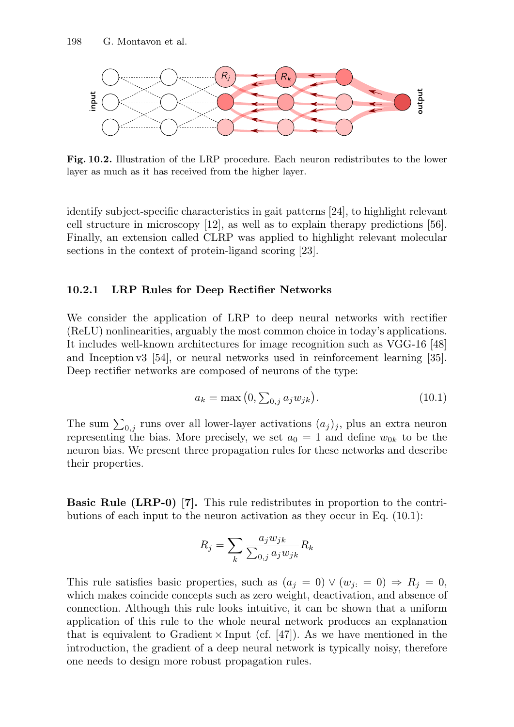Fig. 10.2. Illustration of the LRP procedure. Each neuron redistributes to the lower layer as much as it has received from the higher layer.

identify subject-specific characteristics in gait patterns [24], to highlight relevant cell structure in microscopy [12], as well as to explain therapy predictions [56]. Finally, an extension called CLRP was applied to highlight relevant molecular sections in the context of protein-ligand scoring [23].

### 10.2.1 LRP Rules for Deep Rectifier Networks

We consider the application of LRP to deep neural networks with rectifier (ReLU) nonlinearities, arguably the most common choice in today's applications. It includes well-known architectures for image recognition such as VGG-16 [48] and Inception v3 [54], or neural networks used in reinforcement learning [35]. Deep rectifier networks are composed of neurons of the type:

$$a_k = \max\big(0, \textstyle\sum_{0,j} a_j w_{jk}\big). \tag{10.1}$$

The sum $\sum_{0,j}$ runs over all lower-layer activations $(a_j)_j$, plus an extra neuron representing the bias. More precisely, we set $a_0 = 1$ and define $w_{0k}$ to be the neuron bias. We present three propagation rules for these networks and describe their properties.

**Basic Rule (LRP-0) [7].** This rule redistributes in proportion to the contributions of each input to the neuron activation as they occur in Eq. (10.1):

$$R_j = \sum_k \frac{a_j w_{jk}}{\sum_{0,j} a_j w_{jk}} R_k$$

This rule satisfies basic properties, such as $(a_j = 0) \vee (w_{j:} = 0) \Rightarrow R_j = 0$, which makes coincide concepts such as zero weight, deactivation, and absence of connection. Although this rule looks intuitive, it can be shown that a uniform application of this rule to the whole neural network produces an explanation that is equivalent to Gradient × Input (cf. [47]). As we have mentioned in the introduction, the gradient of a deep neural network is typically noisy, therefore one needs to design more robust propagation rules.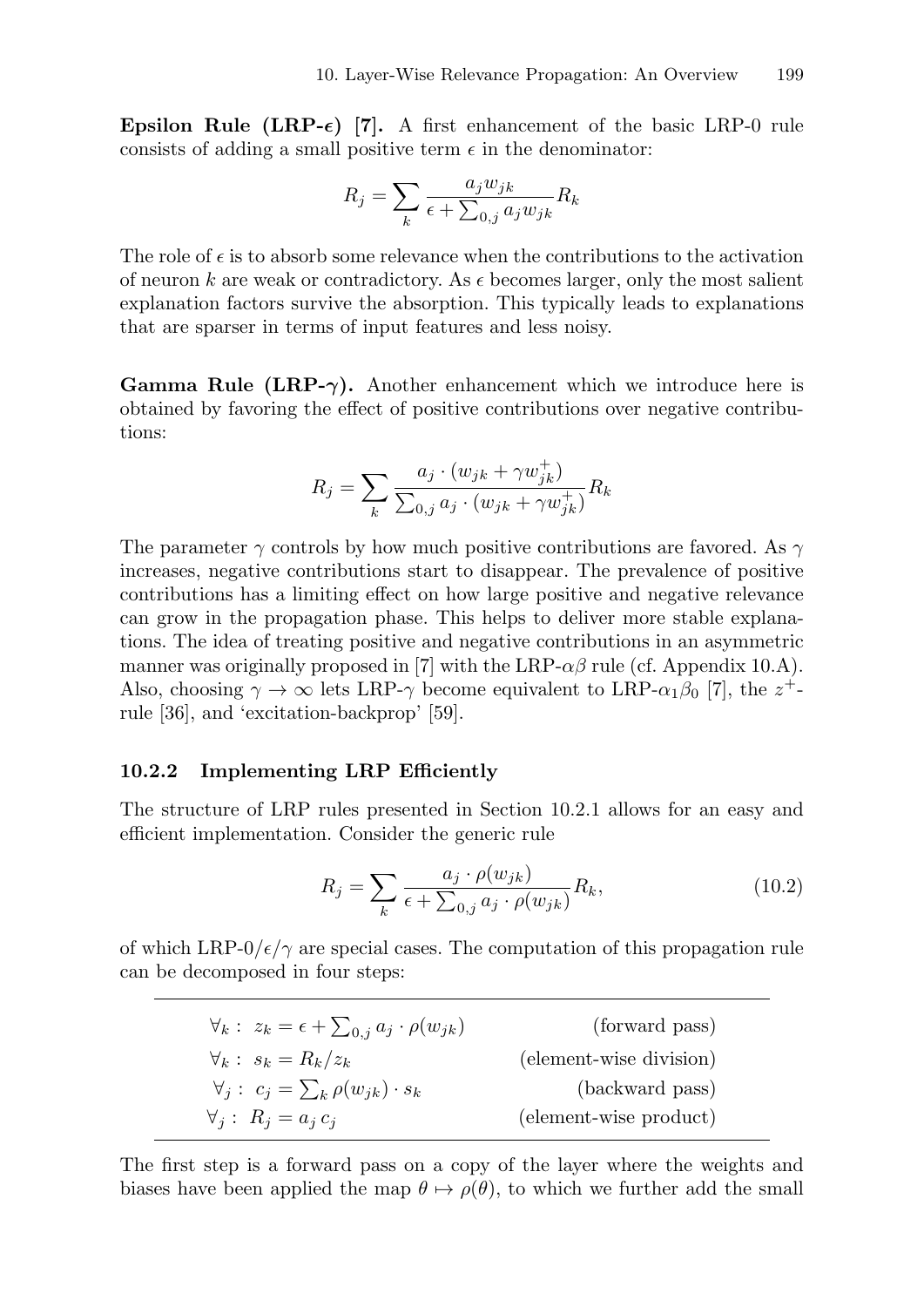**Epsilon Rule (LRP-$\epsilon$) [7].** A first enhancement of the basic LRP-0 rule consists of adding a small positive term $\epsilon$ in the denominator:

$$R_j = \sum_k \frac{a_j w_{jk}}{\epsilon + \sum_{0,j} a_j w_{jk}} R_k$$

The role of $\epsilon$ is to absorb some relevance when the contributions to the activation of neuron $k$ are weak or contradictory. As $\epsilon$ becomes larger, only the most salient explanation factors survive the absorption. This typically leads to explanations that are sparser in terms of input features and less noisy.

**Gamma Rule (LRP-$\gamma$).** Another enhancement which we introduce here is obtained by favoring the effect of positive contributions over negative contributions:

$$R_j = \sum_k \frac{a_j \cdot (w_{jk} + \gamma w_{jk}^+)}{\sum_{0,j} a_j \cdot (w_{jk} + \gamma w_{jk}^+)} R_k$$

The parameter $\gamma$ controls by how much positive contributions are favored. As $\gamma$ increases, negative contributions start to disappear. The prevalence of positive contributions has a limiting effect on how large positive and negative relevance can grow in the propagation phase. This helps to deliver more stable explanations. The idea of treating positive and negative contributions in an asymmetric manner was originally proposed in [7] with the LRP-$\alpha\beta$ rule (cf. Appendix 10.A). Also, choosing $\gamma \to \infty$ lets LRP-$\gamma$ become equivalent to LRP-$\alpha_1\beta_0$ [7], the $z^+$-rule [36], and 'excitation-backprop' [59].

### 10.2.2 Implementing LRP Efficiently

The structure of LRP rules presented in Section 10.2.1 allows for an easy and efficient implementation. Consider the generic rule

$$R_j = \sum_k \frac{a_j \cdot \rho(w_{jk})}{\epsilon + \sum_{0,j} a_j \cdot \rho(w_{jk})} R_k, \tag{10.2}$$

of which LRP-0/$\epsilon$/$\gamma$ are special cases. The computation of this propagation rule can be decomposed in four steps:

| | |
|---|---|
| $\forall_k: \; z_k = \epsilon + \sum_{0,j} a_j \cdot \rho(w_{jk})$ | (forward pass) |
| $\forall_k: \; s_k = R_k / z_k$ | (element-wise division) |
| $\forall_j: \; c_j = \sum_k \rho(w_{jk}) \cdot s_k$ | (backward pass) |
| $\forall_j: \; R_j = a_j \, c_j$ | (element-wise product) |

The first step is a forward pass on a copy of the layer where the weights and biases have been applied the map $\theta \mapsto \rho(\theta)$, to which we further add the small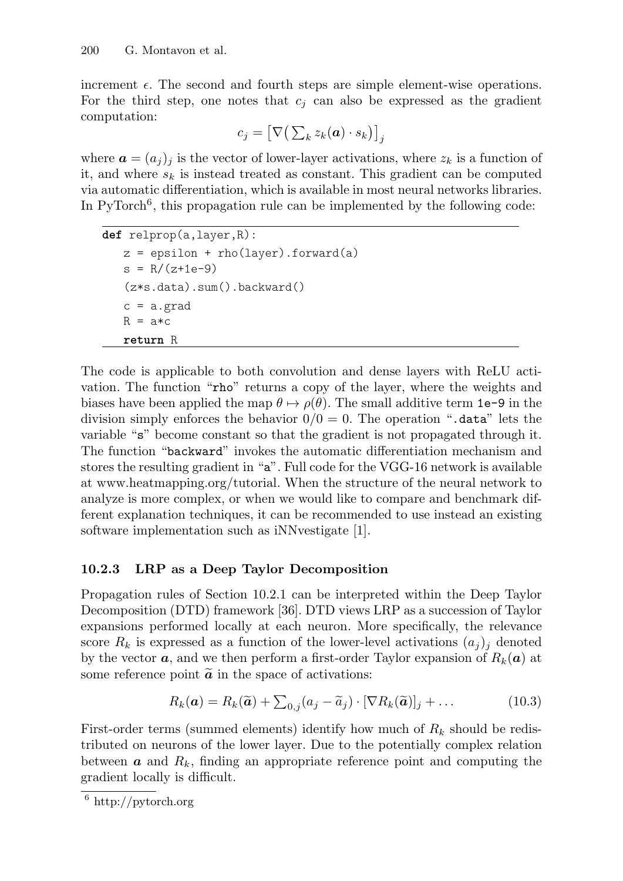increment $\epsilon$. The second and fourth steps are simple element-wise operations. For the third step, one notes that $c_j$ can also be expressed as the gradient computation:

$$c_j = \left[\nabla\left(\sum_k z_k(\boldsymbol{a}) \cdot s_k\right)\right]_j$$

where $\boldsymbol{a} = (a_j)_j$ is the vector of lower-layer activations, where $z_k$ is a function of it, and where $s_k$ is instead treated as constant. This gradient can be computed via automatic differentiation, which is available in most neural networks libraries. In PyTorch[6], this propagation rule can be implemented by the following code:

```
def relprop(a,layer,R):
    z = epsilon + rho(layer).forward(a)
    s = R/(z+1e-9)
    (z*s.data).sum().backward()
    c = a.grad
    R = a*c
    return R
```

The code is applicable to both convolution and dense layers with ReLU activation. The function "rho" returns a copy of the layer, where the weights and biases have been applied the map $\theta \mapsto \rho(\theta)$. The small additive term 1e-9 in the division simply enforces the behavior $0/0 = 0$. The operation ".data" lets the variable "s" become constant so that the gradient is not propagated through it. The function "backward" invokes the automatic differentiation mechanism and stores the resulting gradient in "a". Full code for the VGG-16 network is available at www.heatmapping.org/tutorial. When the structure of the neural network to analyze is more complex, or when we would like to compare and benchmark different explanation techniques, it can be recommended to use instead an existing software implementation such as iNNvestigate [1].

### 10.2.3 LRP as a Deep Taylor Decomposition

Propagation rules of Section 10.2.1 can be interpreted within the Deep Taylor Decomposition (DTD) framework [36]. DTD views LRP as a succession of Taylor expansions performed locally at each neuron. More specifically, the relevance score $R_k$ is expressed as a function of the lower-level activations $(a_j)_j$ denoted by the vector $\boldsymbol{a}$, and we then perform a first-order Taylor expansion of $R_k(\boldsymbol{a})$ at some reference point $\widetilde{\boldsymbol{a}}$ in the space of activations:

$$R_k(\boldsymbol{a}) = R_k(\widetilde{\boldsymbol{a}}) + \sum_{0,j}(a_j - \widetilde{a}_j) \cdot [\nabla R_k(\widetilde{\boldsymbol{a}})]_j + \ldots \tag{10.3}$$

First-order terms (summed elements) identify how much of $R_k$ should be redistributed on neurons of the lower layer. Due to the potentially complex relation between $\boldsymbol{a}$ and $R_k$, finding an appropriate reference point and computing the gradient locally is difficult.

[6] http://pytorch.org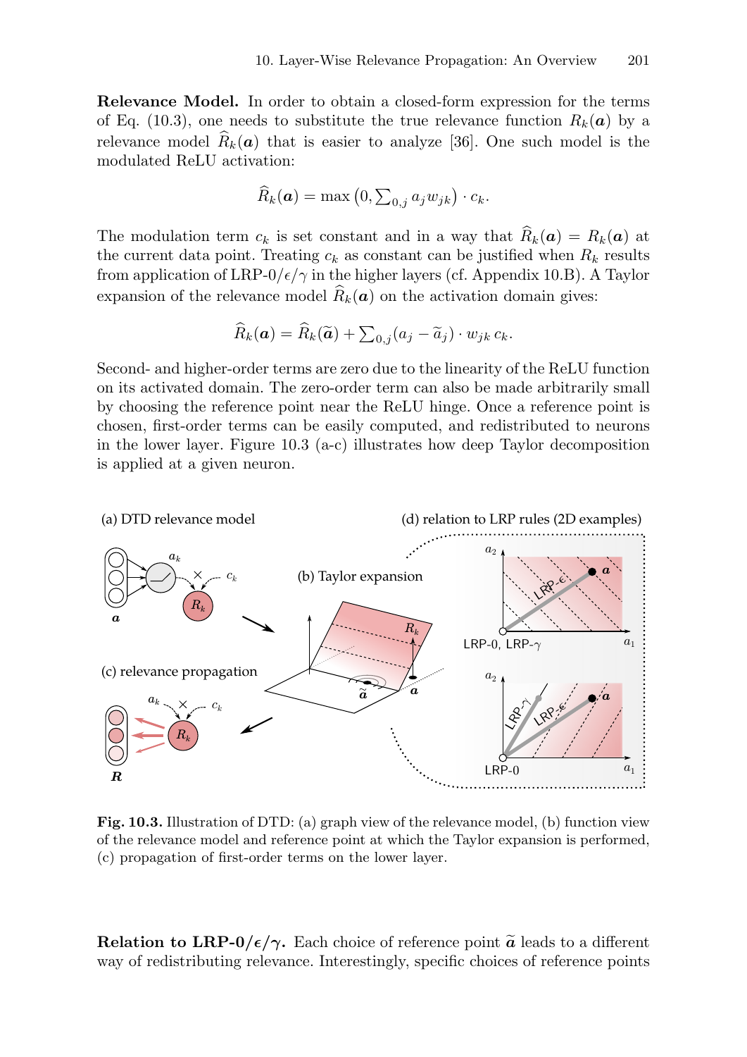**Relevance Model.** In order to obtain a closed-form expression for the terms of Eq. (10.3), one needs to substitute the true relevance function $R_k(\boldsymbol{a})$ by a relevance model $\widehat{R}_k(\boldsymbol{a})$ that is easier to analyze [36]. One such model is the modulated ReLU activation:

$$\widehat{R}_k(\boldsymbol{a}) = \max\left(0, \textstyle\sum_{0,j} a_j w_{jk}\right) \cdot c_k.$$

The modulation term $c_k$ is set constant and in a way that $\widehat{R}_k(\boldsymbol{a}) = R_k(\boldsymbol{a})$ at the current data point. Treating $c_k$ as constant can be justified when $R_k$ results from application of LRP-0/$\epsilon$/$\gamma$ in the higher layers (cf. Appendix 10.B). A Taylor expansion of the relevance model $\widehat{R}_k(\boldsymbol{a})$ on the activation domain gives:

$$\widehat{R}_k(\boldsymbol{a}) = \widehat{R}_k(\widetilde{\boldsymbol{a}}) + \textstyle\sum_{0,j}(a_j - \widetilde{a}_j) \cdot w_{jk}\, c_k.$$

Second- and higher-order terms are zero due to the linearity of the ReLU function on its activated domain. The zero-order term can also be made arbitrarily small by choosing the reference point near the ReLU hinge. Once a reference point is chosen, first-order terms can be easily computed, and redistributed to neurons in the lower layer. Figure 10.3 (a-c) illustrates how deep Taylor decomposition is applied at a given neuron.

**Fig. 10.3.** Illustration of DTD: (a) graph view of the relevance model, (b) function view of the relevance model and reference point at which the Taylor expansion is performed, (c) propagation of first-order terms on the lower layer.

**Relation to LRP-0/$\epsilon$/$\gamma$.** Each choice of reference point $\widetilde{\boldsymbol{a}}$ leads to a different way of redistributing relevance. Interestingly, specific choices of reference points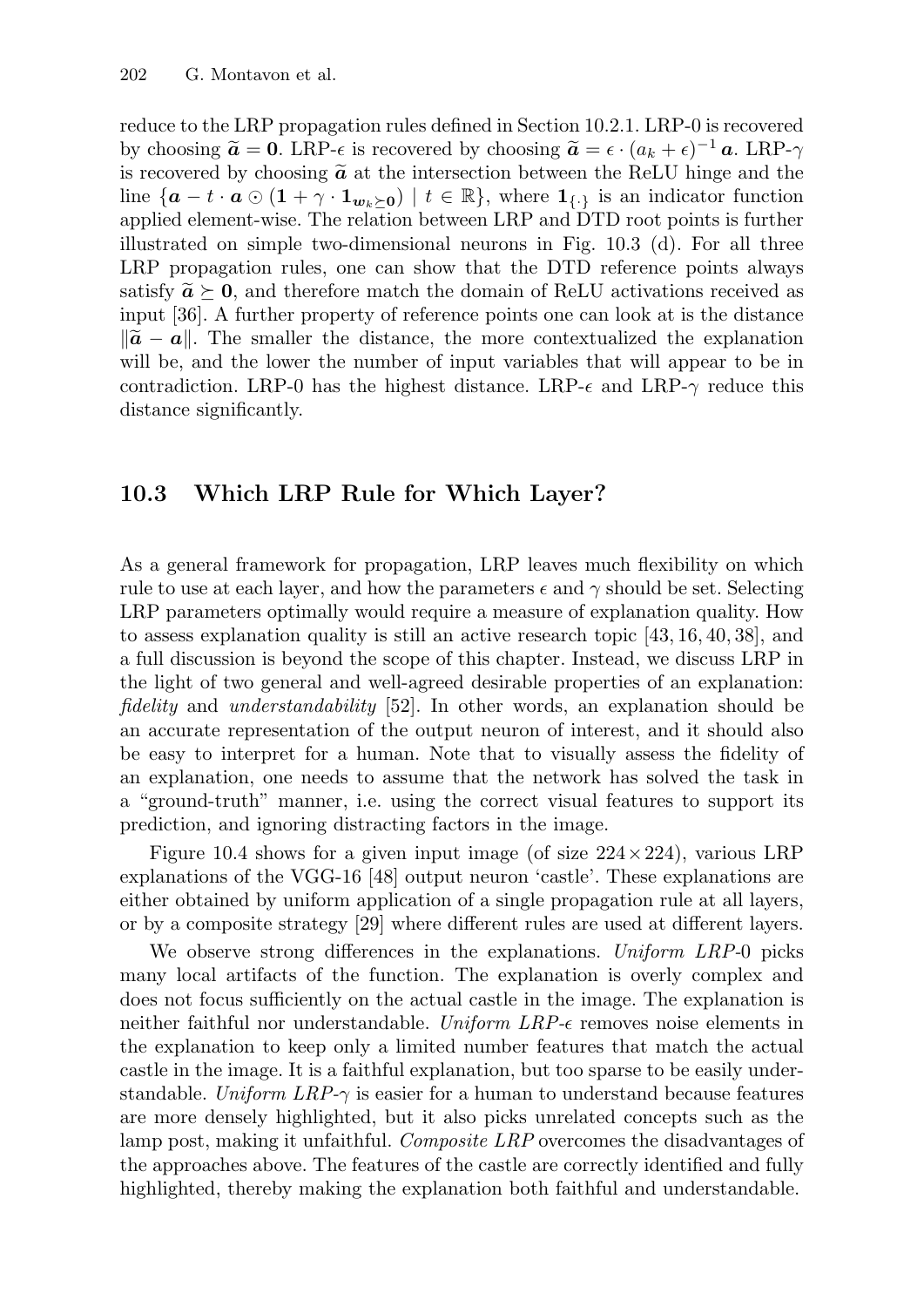reduce to the LRP propagation rules defined in Section 10.2.1. LRP-0 is recovered by choosing $\widetilde{\boldsymbol{a}} = \boldsymbol{0}$. LRP-$\epsilon$ is recovered by choosing $\widetilde{\boldsymbol{a}} = \epsilon \cdot (a_k + \epsilon)^{-1}\, \boldsymbol{a}$. LRP-$\gamma$ is recovered by choosing $\widetilde{\boldsymbol{a}}$ at the intersection between the ReLU hinge and the line $\{\boldsymbol{a} - t \cdot \boldsymbol{a} \odot (\boldsymbol{1} + \gamma \cdot \boldsymbol{1}_{\boldsymbol{w}_k \succeq \boldsymbol{0}}) \mid t \in \mathbb{R}\}$, where $\boldsymbol{1}_{\{\cdot\}}$ is an indicator function applied element-wise. The relation between LRP and DTD root points is further illustrated on simple two-dimensional neurons in Fig. 10.3 (d). For all three LRP propagation rules, one can show that the DTD reference points always satisfy $\widetilde{\boldsymbol{a}} \succeq \boldsymbol{0}$, and therefore match the domain of ReLU activations received as input [36]. A further property of reference points one can look at is the distance $\|\widetilde{\boldsymbol{a}} - \boldsymbol{a}\|$. The smaller the distance, the more contextualized the explanation will be, and the lower the number of input variables that will appear to be in contradiction. LRP-0 has the highest distance. LRP-$\epsilon$ and LRP-$\gamma$ reduce this distance significantly.

## 10.3 Which LRP Rule for Which Layer?

As a general framework for propagation, LRP leaves much flexibility on which rule to use at each layer, and how the parameters $\epsilon$ and $\gamma$ should be set. Selecting LRP parameters optimally would require a measure of explanation quality. How to assess explanation quality is still an active research topic [43, 16, 40, 38], and a full discussion is beyond the scope of this chapter. Instead, we discuss LRP in the light of two general and well-agreed desirable properties of an explanation: *fidelity* and *understandability* [52]. In other words, an explanation should be an accurate representation of the output neuron of interest, and it should also be easy to interpret for a human. Note that to visually assess the fidelity of an explanation, one needs to assume that the network has solved the task in a "ground-truth" manner, i.e. using the correct visual features to support its prediction, and ignoring distracting factors in the image.

Figure 10.4 shows for a given input image (of size $224 \times 224$), various LRP explanations of the VGG-16 [48] output neuron 'castle'. These explanations are either obtained by uniform application of a single propagation rule at all layers, or by a composite strategy [29] where different rules are used at different layers.

We observe strong differences in the explanations. *Uniform LRP-0* picks many local artifacts of the function. The explanation is overly complex and does not focus sufficiently on the actual castle in the image. The explanation is neither faithful nor understandable. *Uniform LRP-$\epsilon$* removes noise elements in the explanation to keep only a limited number features that match the actual castle in the image. It is a faithful explanation, but too sparse to be easily understandable. *Uniform LRP-$\gamma$* is easier for a human to understand because features are more densely highlighted, but it also picks unrelated concepts such as the lamp post, making it unfaithful. *Composite LRP* overcomes the disadvantages of the approaches above. The features of the castle are correctly identified and fully highlighted, thereby making the explanation both faithful and understandable.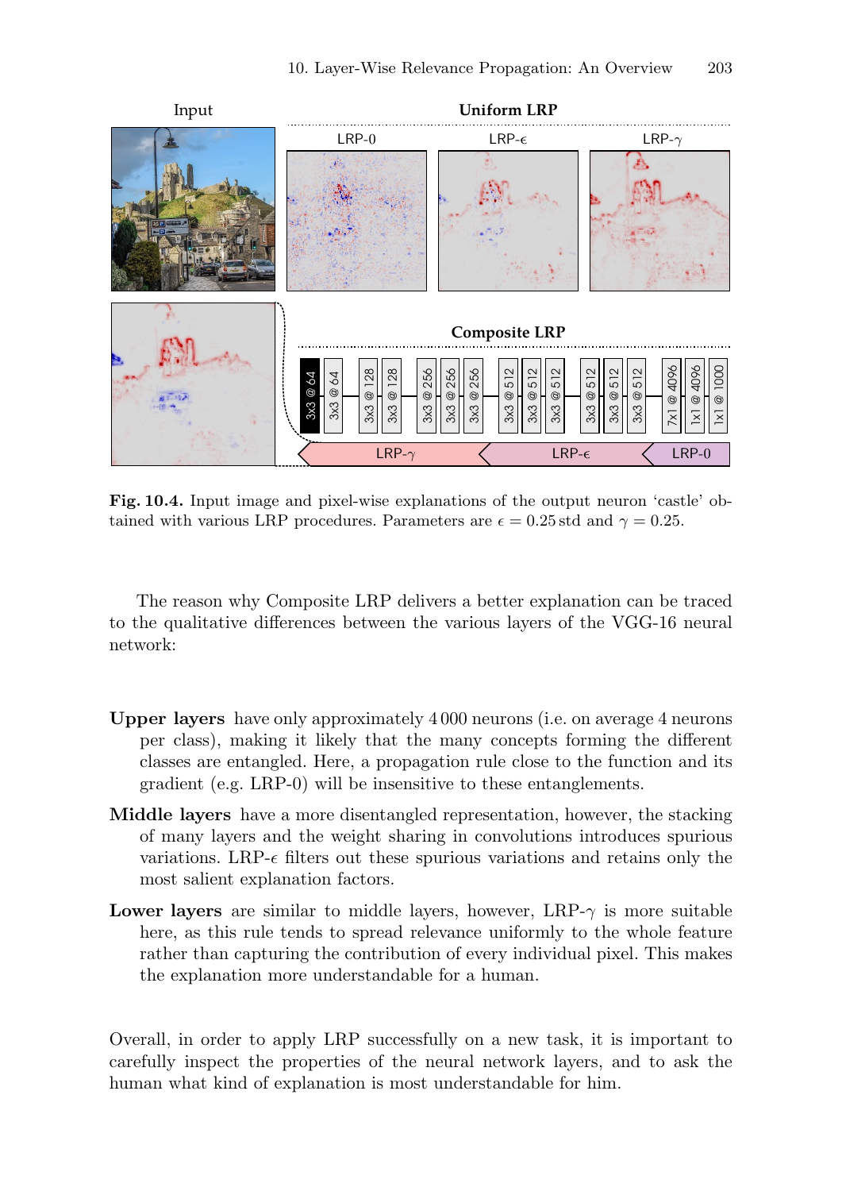**Fig. 10.4.** Input image and pixel-wise explanations of the output neuron 'castle' obtained with various LRP procedures. Parameters are $\epsilon = 0.25\,\text{std}$ and $\gamma = 0.25$.

The reason why Composite LRP delivers a better explanation can be traced to the qualitative differences between the various layers of the VGG-16 neural network:

**Upper layers** have only approximately 4 000 neurons (i.e. on average 4 neurons per class), making it likely that the many concepts forming the different classes are entangled. Here, a propagation rule close to the function and its gradient (e.g. LRP-0) will be insensitive to these entanglements.

**Middle layers** have a more disentangled representation, however, the stacking of many layers and the weight sharing in convolutions introduces spurious variations. LRP-$\epsilon$ filters out these spurious variations and retains only the most salient explanation factors.

**Lower layers** are similar to middle layers, however, LRP-$\gamma$ is more suitable here, as this rule tends to spread relevance uniformly to the whole feature rather than capturing the contribution of every individual pixel. This makes the explanation more understandable for a human.

Overall, in order to apply LRP successfully on a new task, it is important to carefully inspect the properties of the neural network layers, and to ask the human what kind of explanation is most understandable for him.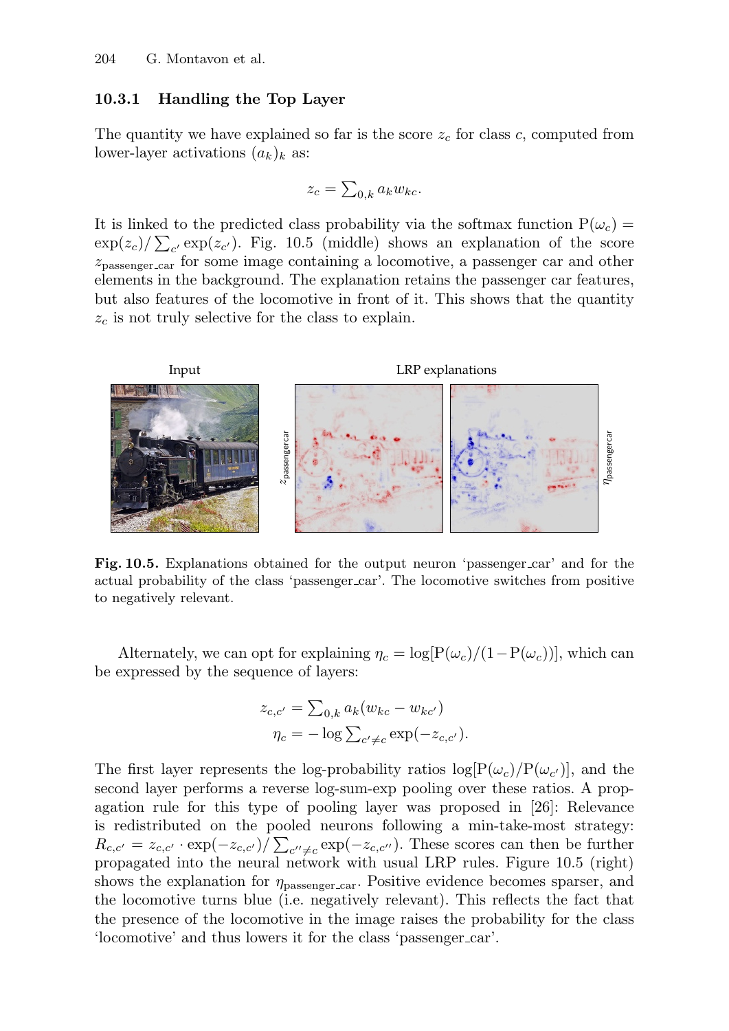### 10.3.1 Handling the Top Layer

The quantity we have explained so far is the score $z_c$ for class $c$, computed from lower-layer activations $(a_k)_k$ as:

$$z_c = \sum_{0,k} a_k w_{kc}.$$

It is linked to the predicted class probability via the softmax function $\mathrm{P}(\omega_c) = \exp(z_c)/\sum_{c'} \exp(z_{c'})$. Fig. 10.5 (middle) shows an explanation of the score $z_{\text{passenger\_car}}$ for some image containing a locomotive, a passenger car and other elements in the background. The explanation retains the passenger car features, but also features of the locomotive in front of it. This shows that the quantity $z_c$ is not truly selective for the class to explain.

**Fig. 10.5.** Explanations obtained for the output neuron 'passenger_car' and for the actual probability of the class 'passenger_car'. The locomotive switches from positive to negatively relevant.

Alternately, we can opt for explaining $\eta_c = \log[\mathrm{P}(\omega_c)/(1-\mathrm{P}(\omega_c))]$, which can be expressed by the sequence of layers:

$$z_{c,c'} = \sum_{0,k} a_k (w_{kc} - w_{kc'})$$
$$\eta_c = -\log \sum_{c' \neq c} \exp(-z_{c,c'}).$$

The first layer represents the log-probability ratios $\log[\mathrm{P}(\omega_c)/\mathrm{P}(\omega_{c'})]$, and the second layer performs a reverse log-sum-exp pooling over these ratios. A propagation rule for this type of pooling layer was proposed in [26]: Relevance is redistributed on the pooled neurons following a min-take-most strategy: $R_{c,c'} = z_{c,c'} \cdot \exp(-z_{c,c'})/\sum_{c'' \neq c} \exp(-z_{c,c''})$. These scores can then be further propagated into the neural network with usual LRP rules. Figure 10.5 (right) shows the explanation for $\eta_{\text{passenger\_car}}$. Positive evidence becomes sparser, and the locomotive turns blue (i.e. negatively relevant). This reflects the fact that the presence of the locomotive in the image raises the probability for the class 'locomotive' and thus lowers it for the class 'passenger_car'.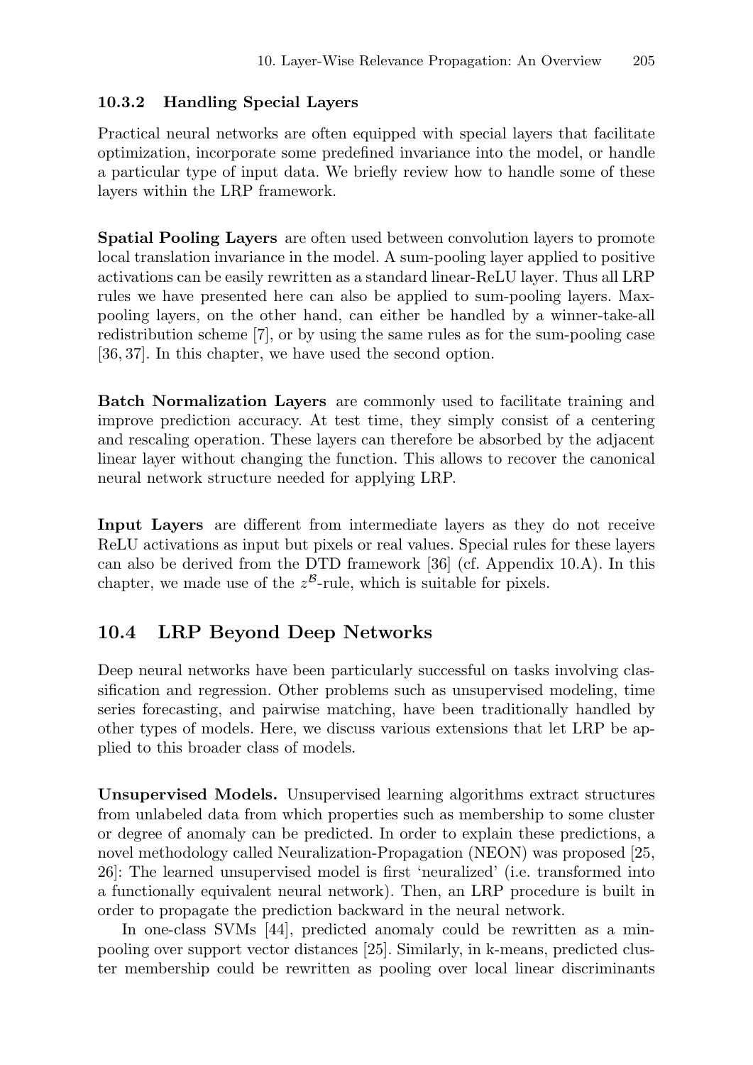### 10.3.2 Handling Special Layers

Practical neural networks are often equipped with special layers that facilitate optimization, incorporate some predefined invariance into the model, or handle a particular type of input data. We briefly review how to handle some of these layers within the LRP framework.

**Spatial Pooling Layers** are often used between convolution layers to promote local translation invariance in the model. A sum-pooling layer applied to positive activations can be easily rewritten as a standard linear-ReLU layer. Thus all LRP rules we have presented here can also be applied to sum-pooling layers. Max-pooling layers, on the other hand, can either be handled by a winner-take-all redistribution scheme [7], or by using the same rules as for the sum-pooling case [36, 37]. In this chapter, we have used the second option.

**Batch Normalization Layers** are commonly used to facilitate training and improve prediction accuracy. At test time, they simply consist of a centering and rescaling operation. These layers can therefore be absorbed by the adjacent linear layer without changing the function. This allows to recover the canonical neural network structure needed for applying LRP.

**Input Layers** are different from intermediate layers as they do not receive ReLU activations as input but pixels or real values. Special rules for these layers can also be derived from the DTD framework [36] (cf. Appendix 10.A). In this chapter, we made use of the $z^{\mathcal{B}}$-rule, which is suitable for pixels.

## 10.4 LRP Beyond Deep Networks

Deep neural networks have been particularly successful on tasks involving classification and regression. Other problems such as unsupervised modeling, time series forecasting, and pairwise matching, have been traditionally handled by other types of models. Here, we discuss various extensions that let LRP be applied to this broader class of models.

**Unsupervised Models.** Unsupervised learning algorithms extract structures from unlabeled data from which properties such as membership to some cluster or degree of anomaly can be predicted. In order to explain these predictions, a novel methodology called Neuralization-Propagation (NEON) was proposed [25, 26]: The learned unsupervised model is first 'neuralized' (i.e. transformed into a functionally equivalent neural network). Then, an LRP procedure is built in order to propagate the prediction backward in the neural network.

In one-class SVMs [44], predicted anomaly could be rewritten as a min-pooling over support vector distances [25]. Similarly, in k-means, predicted cluster membership could be rewritten as pooling over local linear discriminants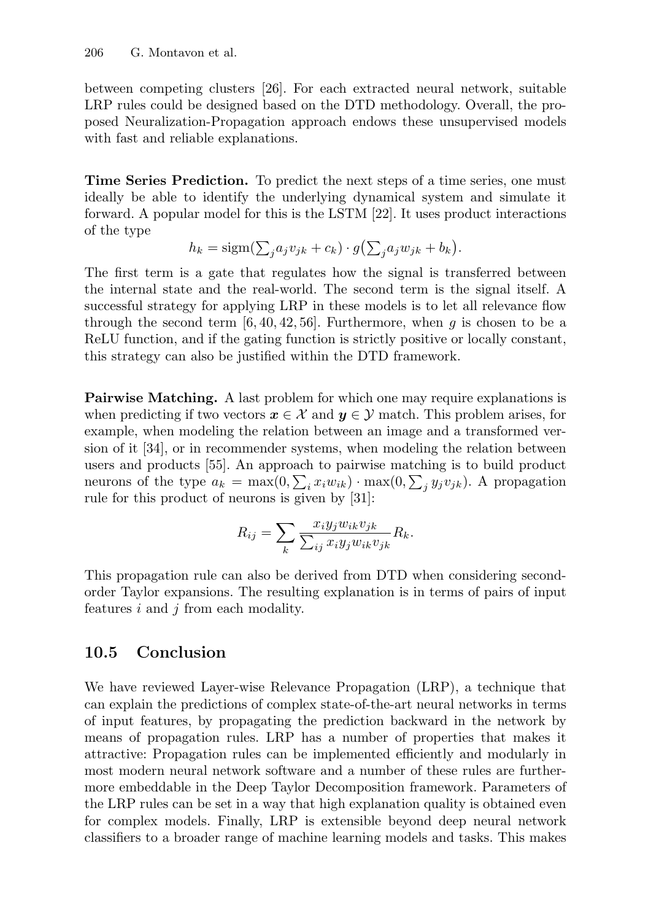between competing clusters [26]. For each extracted neural network, suitable LRP rules could be designed based on the DTD methodology. Overall, the proposed Neuralization-Propagation approach endows these unsupervised models with fast and reliable explanations.

**Time Series Prediction.** To predict the next steps of a time series, one must ideally be able to identify the underlying dynamical system and simulate it forward. A popular model for this is the LSTM [22]. It uses product interactions of the type

$$h_k = \text{sigm}(\textstyle\sum_j a_j v_{jk} + c_k) \cdot g\big(\textstyle\sum_j a_j w_{jk} + b_k\big).$$

The first term is a gate that regulates how the signal is transferred between the internal state and the real-world. The second term is the signal itself. A successful strategy for applying LRP in these models is to let all relevance flow through the second term [6, 40, 42, 56]. Furthermore, when $g$ is chosen to be a ReLU function, and if the gating function is strictly positive or locally constant, this strategy can also be justified within the DTD framework.

**Pairwise Matching.** A last problem for which one may require explanations is when predicting if two vectors $\boldsymbol{x} \in \mathcal{X}$ and $\boldsymbol{y} \in \mathcal{Y}$ match. This problem arises, for example, when modeling the relation between an image and a transformed version of it [34], or in recommender systems, when modeling the relation between users and products [55]. An approach to pairwise matching is to build product neurons of the type $a_k = \max(0, \sum_i x_i w_{ik}) \cdot \max(0, \sum_j y_j v_{jk})$. A propagation rule for this product of neurons is given by [31]:

$$R_{ij} = \sum_k \frac{x_i y_j w_{ik} v_{jk}}{\sum_{ij} x_i y_j w_{ik} v_{jk}} R_k.$$

This propagation rule can also be derived from DTD when considering second-order Taylor expansions. The resulting explanation is in terms of pairs of input features $i$ and $j$ from each modality.

## 10.5 Conclusion

We have reviewed Layer-wise Relevance Propagation (LRP), a technique that can explain the predictions of complex state-of-the-art neural networks in terms of input features, by propagating the prediction backward in the network by means of propagation rules. LRP has a number of properties that makes it attractive: Propagation rules can be implemented efficiently and modularly in most modern neural network software and a number of these rules are furthermore embeddable in the Deep Taylor Decomposition framework. Parameters of the LRP rules can be set in a way that high explanation quality is obtained even for complex models. Finally, LRP is extensible beyond deep neural network classifiers to a broader range of machine learning models and tasks. This makes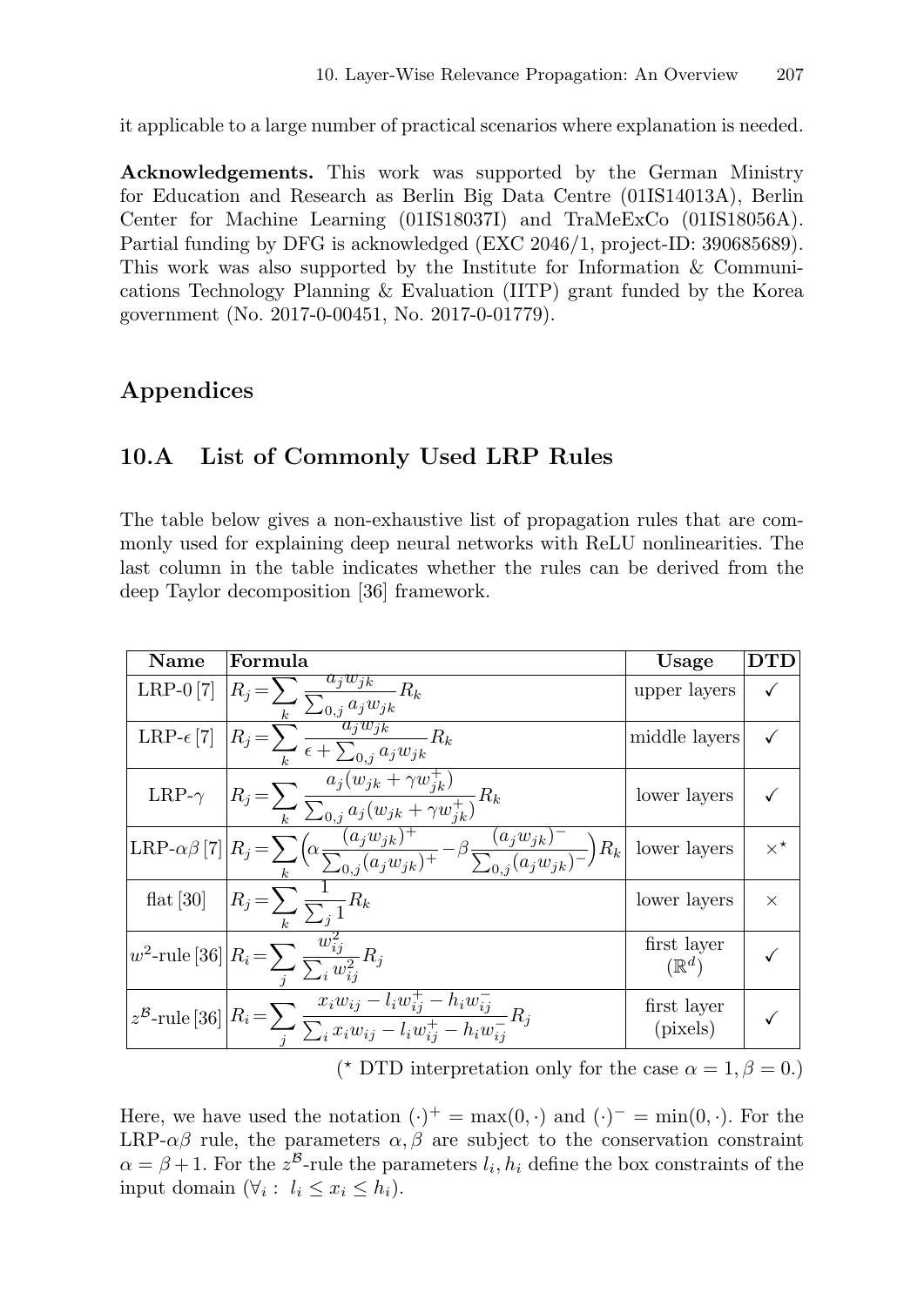it applicable to a large number of practical scenarios where explanation is needed.

**Acknowledgements.** This work was supported by the German Ministry for Education and Research as Berlin Big Data Centre (01IS14013A), Berlin Center for Machine Learning (01IS18037I) and TraMeExCo (01IS18056A). Partial funding by DFG is acknowledged (EXC 2046/1, project-ID: 390685689). This work was also supported by the Institute for Information & Communications Technology Planning & Evaluation (IITP) grant funded by the Korea government (No. 2017-0-00451, No. 2017-0-01779).

## Appendices

## 10.A List of Commonly Used LRP Rules

The table below gives a non-exhaustive list of propagation rules that are commonly used for explaining deep neural networks with ReLU nonlinearities. The last column in the table indicates whether the rules can be derived from the deep Taylor decomposition [36] framework.

| Name | Formula | Usage | DTD |
|---|---|---|---|
| LRP-0 [7] | $R_j = \sum_k \frac{a_j w_{jk}}{\sum_{0,j} a_j w_{jk}} R_k$ | upper layers | ✓ |
| LRP-$\epsilon$ [7] | $R_j = \sum_k \frac{a_j w_{jk}}{\epsilon + \sum_{0,j} a_j w_{jk}} R_k$ | middle layers | ✓ |
| LRP-$\gamma$ | $R_j = \sum_k \frac{a_j (w_{jk} + \gamma w_{jk}^+)}{\sum_{0,j} a_j (w_{jk} + \gamma w_{jk}^+)} R_k$ | lower layers | ✓ |
| LRP-$\alpha\beta$ [7] | $R_j = \sum_k \Big(\alpha \frac{(a_j w_{jk})^+}{\sum_{0,j} (a_j w_{jk})^+} - \beta \frac{(a_j w_{jk})^-}{\sum_{0,j} (a_j w_{jk})^-}\Big) R_k$ | lower layers | $\times^\star$ |
| flat [30] | $R_j = \sum_k \frac{1}{\sum_j 1} R_k$ | lower layers | $\times$ |
| $w^2$-rule [36] | $R_i = \sum_j \frac{w_{ij}^2}{\sum_i w_{ij}^2} R_j$ | first layer ($\mathbb{R}^d$) | ✓ |
| $z^\mathcal{B}$-rule [36] | $R_i = \sum_j \frac{x_i w_{ij} - l_i w_{ij}^+ - h_i w_{ij}^-}{\sum_i x_i w_{ij} - l_i w_{ij}^+ - h_i w_{ij}^-} R_j$ | first layer (pixels) | ✓ |

($\star$ DTD interpretation only for the case $\alpha = 1, \beta = 0$.)

Here, we have used the notation $(\cdot)^+ = \max(0, \cdot)$ and $(\cdot)^- = \min(0, \cdot)$. For the LRP-$\alpha\beta$ rule, the parameters $\alpha, \beta$ are subject to the conservation constraint $\alpha = \beta + 1$. For the $z^\mathcal{B}$-rule the parameters $l_i, h_i$ define the box constraints of the input domain ($\forall_i : \ l_i \leq x_i \leq h_i$).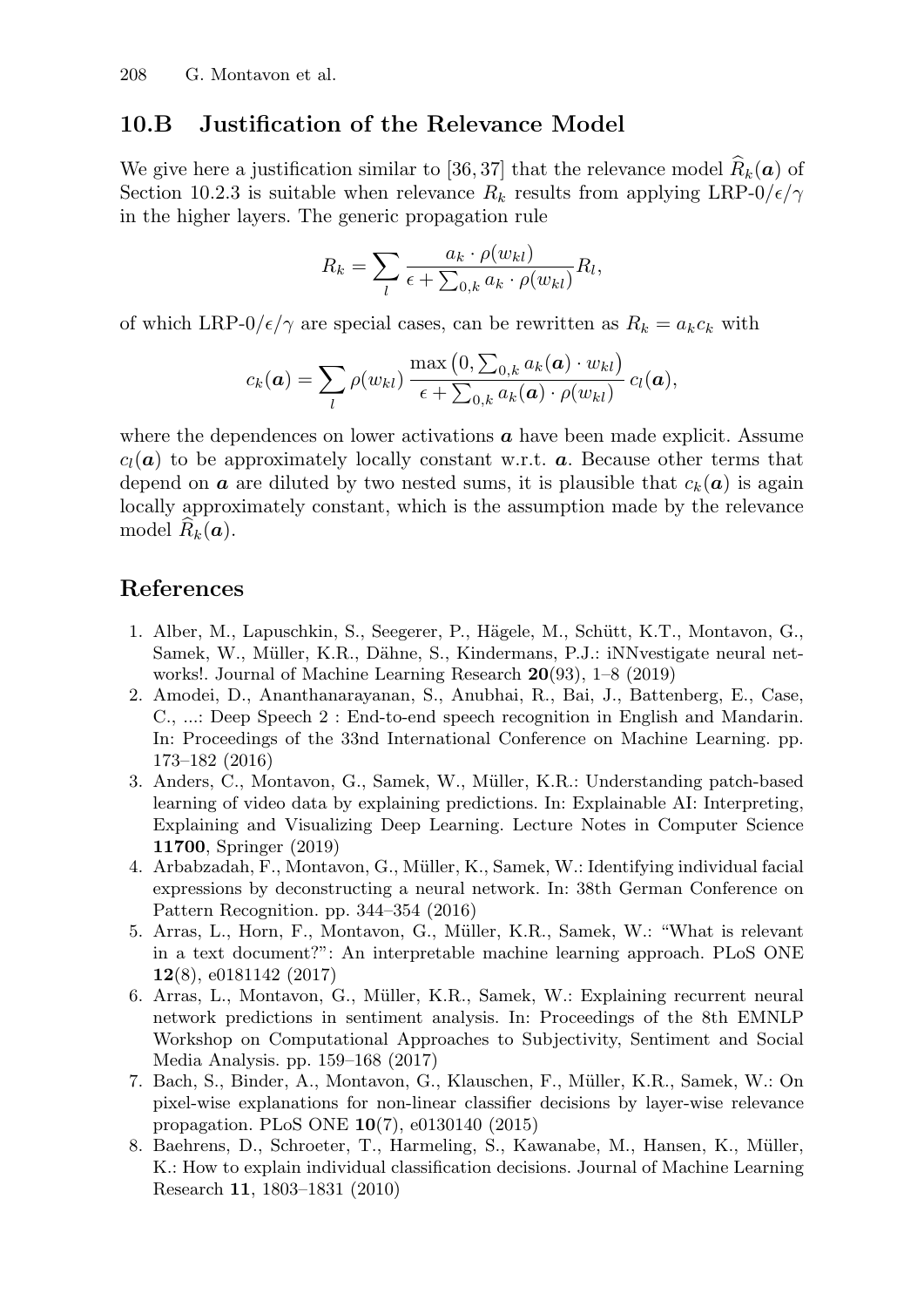## 10.B Justification of the Relevance Model

We give here a justification similar to [36, 37] that the relevance model $\widehat{R}_k(\boldsymbol{a})$ of Section 10.2.3 is suitable when relevance $R_k$ results from applying LRP-0/$\epsilon$/$\gamma$ in the higher layers. The generic propagation rule

$$R_k = \sum_l \frac{a_k \cdot \rho(w_{kl})}{\epsilon + \sum_{0,k} a_k \cdot \rho(w_{kl})} R_l,$$

of which LRP-0/$\epsilon$/$\gamma$ are special cases, can be rewritten as $R_k = a_k c_k$ with

$$c_k(\boldsymbol{a}) = \sum_l \rho(w_{kl}) \, \frac{\max\left(0, \sum_{0,k} a_k(\boldsymbol{a}) \cdot w_{kl}\right)}{\epsilon + \sum_{0,k} a_k(\boldsymbol{a}) \cdot \rho(w_{kl})} \, c_l(\boldsymbol{a}),$$

where the dependences on lower activations $\boldsymbol{a}$ have been made explicit. Assume $c_l(\boldsymbol{a})$ to be approximately locally constant w.r.t. $\boldsymbol{a}$. Because other terms that depend on $\boldsymbol{a}$ are diluted by two nested sums, it is plausible that $c_k(\boldsymbol{a})$ is again locally approximately constant, which is the assumption made by the relevance model $\widehat{R}_k(\boldsymbol{a})$.

## References

1. Alber, M., Lapuschkin, S., Seegerer, P., Hägele, M., Schütt, K.T., Montavon, G., Samek, W., Müller, K.R., Dähne, S., Kindermans, P.J.: iNNvestigate neural networks!. Journal of Machine Learning Research **20**(93), 1–8 (2019)
2. Amodei, D., Ananthanarayanan, S., Anubhai, R., Bai, J., Battenberg, E., Case, C., ...: Deep Speech 2 : End-to-end speech recognition in English and Mandarin. In: Proceedings of the 33nd International Conference on Machine Learning. pp. 173–182 (2016)
3. Anders, C., Montavon, G., Samek, W., Müller, K.R.: Understanding patch-based learning of video data by explaining predictions. In: Explainable AI: Interpreting, Explaining and Visualizing Deep Learning. Lecture Notes in Computer Science **11700**, Springer (2019)
4. Arbabzadah, F., Montavon, G., Müller, K., Samek, W.: Identifying individual facial expressions by deconstructing a neural network. In: 38th German Conference on Pattern Recognition. pp. 344–354 (2016)
5. Arras, L., Horn, F., Montavon, G., Müller, K.R., Samek, W.: "What is relevant in a text document?": An interpretable machine learning approach. PLoS ONE **12**(8), e0181142 (2017)
6. Arras, L., Montavon, G., Müller, K.R., Samek, W.: Explaining recurrent neural network predictions in sentiment analysis. In: Proceedings of the 8th EMNLP Workshop on Computational Approaches to Subjectivity, Sentiment and Social Media Analysis. pp. 159–168 (2017)
7. Bach, S., Binder, A., Montavon, G., Klauschen, F., Müller, K.R., Samek, W.: On pixel-wise explanations for non-linear classifier decisions by layer-wise relevance propagation. PLoS ONE **10**(7), e0130140 (2015)
8. Baehrens, D., Schroeter, T., Harmeling, S., Kawanabe, M., Hansen, K., Müller, K.: How to explain individual classification decisions. Journal of Machine Learning Research **11**, 1803–1831 (2010)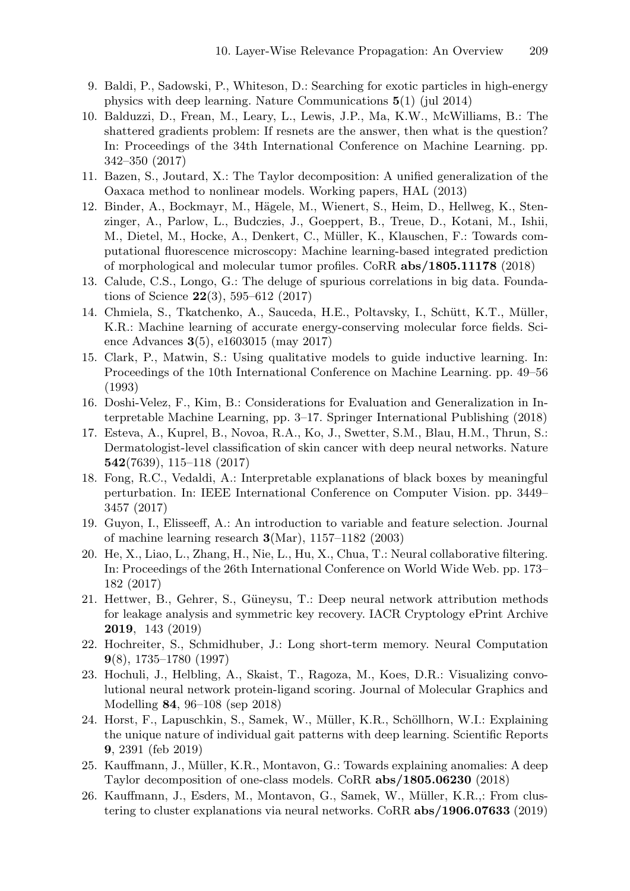9. Baldi, P., Sadowski, P., Whiteson, D.: Searching for exotic particles in high-energy physics with deep learning. Nature Communications **5**(1) (jul 2014)
10. Balduzzi, D., Frean, M., Leary, L., Lewis, J.P., Ma, K.W., McWilliams, B.: The shattered gradients problem: If resnets are the answer, then what is the question? In: Proceedings of the 34th International Conference on Machine Learning. pp. 342–350 (2017)
11. Bazen, S., Joutard, X.: The Taylor decomposition: A unified generalization of the Oaxaca method to nonlinear models. Working papers, HAL (2013)
12. Binder, A., Bockmayr, M., Hägele, M., Wienert, S., Heim, D., Hellweg, K., Stenzinger, A., Parlow, L., Budczies, J., Goeppert, B., Treue, D., Kotani, M., Ishii, M., Dietel, M., Hocke, A., Denkert, C., Müller, K., Klauschen, F.: Towards computational fluorescence microscopy: Machine learning-based integrated prediction of morphological and molecular tumor profiles. CoRR **abs/1805.11178** (2018)
13. Calude, C.S., Longo, G.: The deluge of spurious correlations in big data. Foundations of Science **22**(3), 595–612 (2017)
14. Chmiela, S., Tkatchenko, A., Sauceda, H.E., Poltavsky, I., Schütt, K.T., Müller, K.R.: Machine learning of accurate energy-conserving molecular force fields. Science Advances **3**(5), e1603015 (may 2017)
15. Clark, P., Matwin, S.: Using qualitative models to guide inductive learning. In: Proceedings of the 10th International Conference on Machine Learning. pp. 49–56 (1993)
16. Doshi-Velez, F., Kim, B.: Considerations for Evaluation and Generalization in Interpretable Machine Learning, pp. 3–17. Springer International Publishing (2018)
17. Esteva, A., Kuprel, B., Novoa, R.A., Ko, J., Swetter, S.M., Blau, H.M., Thrun, S.: Dermatologist-level classification of skin cancer with deep neural networks. Nature **542**(7639), 115–118 (2017)
18. Fong, R.C., Vedaldi, A.: Interpretable explanations of black boxes by meaningful perturbation. In: IEEE International Conference on Computer Vision. pp. 3449–3457 (2017)
19. Guyon, I., Elisseeff, A.: An introduction to variable and feature selection. Journal of machine learning research **3**(Mar), 1157–1182 (2003)
20. He, X., Liao, L., Zhang, H., Nie, L., Hu, X., Chua, T.: Neural collaborative filtering. In: Proceedings of the 26th International Conference on World Wide Web. pp. 173–182 (2017)
21. Hettwer, B., Gehrer, S., Güneysu, T.: Deep neural network attribution methods for leakage analysis and symmetric key recovery. IACR Cryptology ePrint Archive **2019**, 143 (2019)
22. Hochreiter, S., Schmidhuber, J.: Long short-term memory. Neural Computation **9**(8), 1735–1780 (1997)
23. Hochuli, J., Helbling, A., Skaist, T., Ragoza, M., Koes, D.R.: Visualizing convolutional neural network protein-ligand scoring. Journal of Molecular Graphics and Modelling **84**, 96–108 (sep 2018)
24. Horst, F., Lapuschkin, S., Samek, W., Müller, K.R., Schöllhorn, W.I.: Explaining the unique nature of individual gait patterns with deep learning. Scientific Reports **9**, 2391 (feb 2019)
25. Kauffmann, J., Müller, K.R., Montavon, G.: Towards explaining anomalies: A deep Taylor decomposition of one-class models. CoRR **abs/1805.06230** (2018)
26. Kauffmann, J., Esders, M., Montavon, G., Samek, W., Müller, K.R.,: From clustering to cluster explanations via neural networks. CoRR **abs/1906.07633** (2019)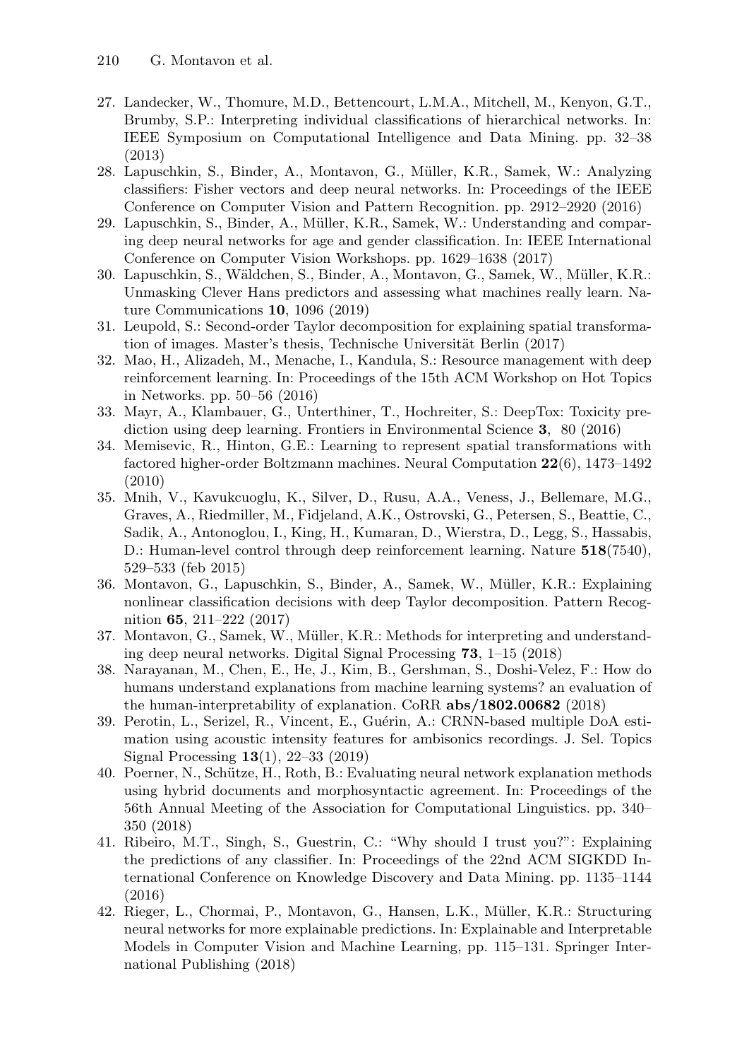27. Landecker, W., Thomure, M.D., Bettencourt, L.M.A., Mitchell, M., Kenyon, G.T., Brumby, S.P.: Interpreting individual classifications of hierarchical networks. In: IEEE Symposium on Computational Intelligence and Data Mining. pp. 32–38 (2013)
28. Lapuschkin, S., Binder, A., Montavon, G., Müller, K.R., Samek, W.: Analyzing classifiers: Fisher vectors and deep neural networks. In: Proceedings of the IEEE Conference on Computer Vision and Pattern Recognition. pp. 2912–2920 (2016)
29. Lapuschkin, S., Binder, A., Müller, K.R., Samek, W.: Understanding and comparing deep neural networks for age and gender classification. In: IEEE International Conference on Computer Vision Workshops. pp. 1629–1638 (2017)
30. Lapuschkin, S., Wäldchen, S., Binder, A., Montavon, G., Samek, W., Müller, K.R.: Unmasking Clever Hans predictors and assessing what machines really learn. Nature Communications **10**, 1096 (2019)
31. Leupold, S.: Second-order Taylor decomposition for explaining spatial transformation of images. Master's thesis, Technische Universität Berlin (2017)
32. Mao, H., Alizadeh, M., Menache, I., Kandula, S.: Resource management with deep reinforcement learning. In: Proceedings of the 15th ACM Workshop on Hot Topics in Networks. pp. 50–56 (2016)
33. Mayr, A., Klambauer, G., Unterthiner, T., Hochreiter, S.: DeepTox: Toxicity prediction using deep learning. Frontiers in Environmental Science **3**, 80 (2016)
34. Memisevic, R., Hinton, G.E.: Learning to represent spatial transformations with factored higher-order Boltzmann machines. Neural Computation **22**(6), 1473–1492 (2010)
35. Mnih, V., Kavukcuoglu, K., Silver, D., Rusu, A.A., Veness, J., Bellemare, M.G., Graves, A., Riedmiller, M., Fidjeland, A.K., Ostrovski, G., Petersen, S., Beattie, C., Sadik, A., Antonoglou, I., King, H., Kumaran, D., Wierstra, D., Legg, S., Hassabis, D.: Human-level control through deep reinforcement learning. Nature **518**(7540), 529–533 (feb 2015)
36. Montavon, G., Lapuschkin, S., Binder, A., Samek, W., Müller, K.R.: Explaining nonlinear classification decisions with deep Taylor decomposition. Pattern Recognition **65**, 211–222 (2017)
37. Montavon, G., Samek, W., Müller, K.R.: Methods for interpreting and understanding deep neural networks. Digital Signal Processing **73**, 1–15 (2018)
38. Narayanan, M., Chen, E., He, J., Kim, B., Gershman, S., Doshi-Velez, F.: How do humans understand explanations from machine learning systems? an evaluation of the human-interpretability of explanation. CoRR **abs/1802.00682** (2018)
39. Perotin, L., Serizel, R., Vincent, E., Guérin, A.: CRNN-based multiple DoA estimation using acoustic intensity features for ambisonics recordings. J. Sel. Topics Signal Processing **13**(1), 22–33 (2019)
40. Poerner, N., Schütze, H., Roth, B.: Evaluating neural network explanation methods using hybrid documents and morphosyntactic agreement. In: Proceedings of the 56th Annual Meeting of the Association for Computational Linguistics. pp. 340–350 (2018)
41. Ribeiro, M.T., Singh, S., Guestrin, C.: "Why should I trust you?": Explaining the predictions of any classifier. In: Proceedings of the 22nd ACM SIGKDD International Conference on Knowledge Discovery and Data Mining. pp. 1135–1144 (2016)
42. Rieger, L., Chormai, P., Montavon, G., Hansen, L.K., Müller, K.R.: Structuring neural networks for more explainable predictions. In: Explainable and Interpretable Models in Computer Vision and Machine Learning, pp. 115–131. Springer International Publishing (2018)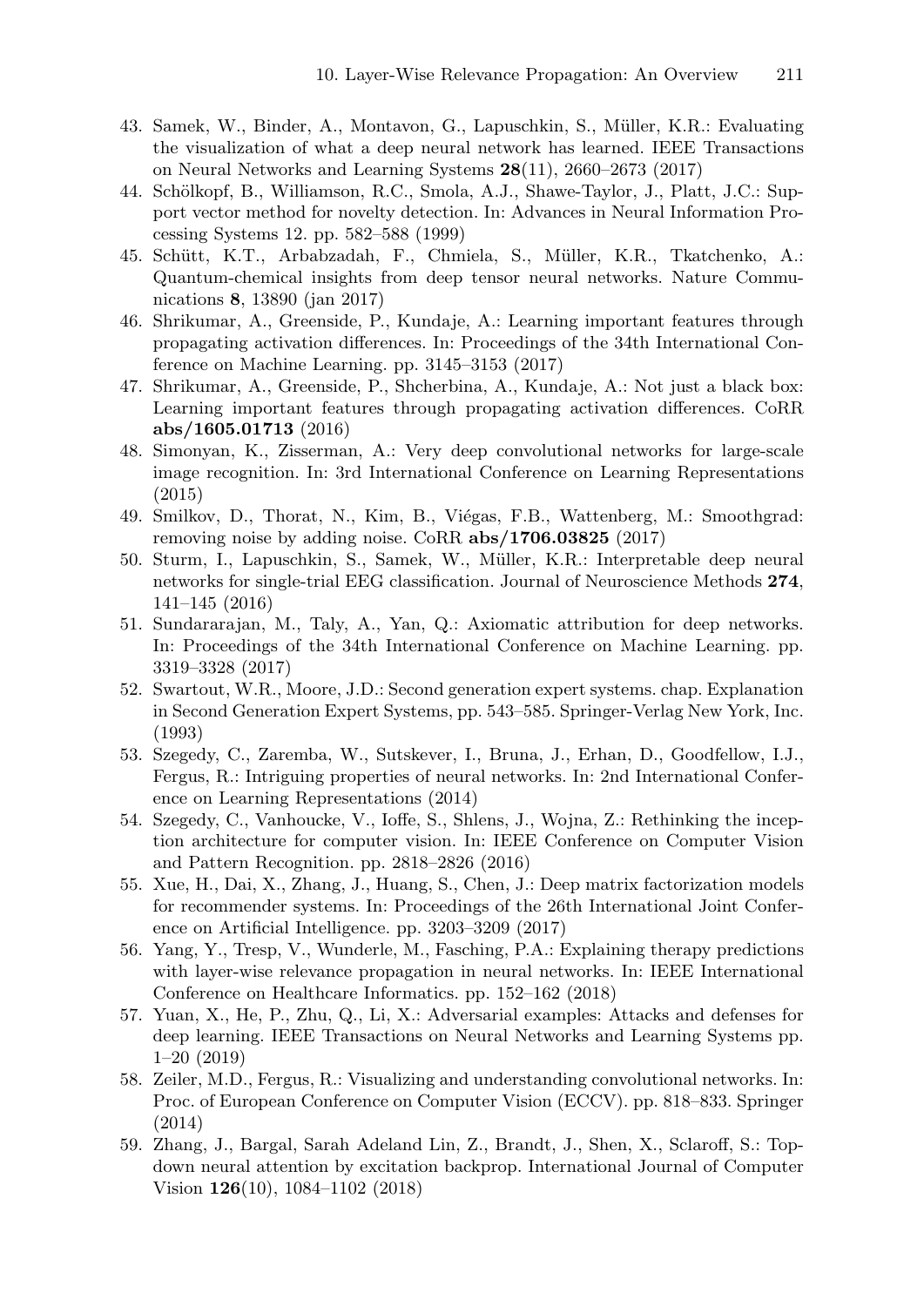43. Samek, W., Binder, A., Montavon, G., Lapuschkin, S., Müller, K.R.: Evaluating the visualization of what a deep neural network has learned. IEEE Transactions on Neural Networks and Learning Systems **28**(11), 2660–2673 (2017)
44. Schölkopf, B., Williamson, R.C., Smola, A.J., Shawe-Taylor, J., Platt, J.C.: Support vector method for novelty detection. In: Advances in Neural Information Processing Systems 12. pp. 582–588 (1999)
45. Schütt, K.T., Arbabzadah, F., Chmiela, S., Müller, K.R., Tkatchenko, A.: Quantum-chemical insights from deep tensor neural networks. Nature Communications **8**, 13890 (jan 2017)
46. Shrikumar, A., Greenside, P., Kundaje, A.: Learning important features through propagating activation differences. In: Proceedings of the 34th International Conference on Machine Learning. pp. 3145–3153 (2017)
47. Shrikumar, A., Greenside, P., Shcherbina, A., Kundaje, A.: Not just a black box: Learning important features through propagating activation differences. CoRR **abs/1605.01713** (2016)
48. Simonyan, K., Zisserman, A.: Very deep convolutional networks for large-scale image recognition. In: 3rd International Conference on Learning Representations (2015)
49. Smilkov, D., Thorat, N., Kim, B., Viégas, F.B., Wattenberg, M.: Smoothgrad: removing noise by adding noise. CoRR **abs/1706.03825** (2017)
50. Sturm, I., Lapuschkin, S., Samek, W., Müller, K.R.: Interpretable deep neural networks for single-trial EEG classification. Journal of Neuroscience Methods **274**, 141–145 (2016)
51. Sundararajan, M., Taly, A., Yan, Q.: Axiomatic attribution for deep networks. In: Proceedings of the 34th International Conference on Machine Learning. pp. 3319–3328 (2017)
52. Swartout, W.R., Moore, J.D.: Second generation expert systems. chap. Explanation in Second Generation Expert Systems, pp. 543–585. Springer-Verlag New York, Inc. (1993)
53. Szegedy, C., Zaremba, W., Sutskever, I., Bruna, J., Erhan, D., Goodfellow, I.J., Fergus, R.: Intriguing properties of neural networks. In: 2nd International Conference on Learning Representations (2014)
54. Szegedy, C., Vanhoucke, V., Ioffe, S., Shlens, J., Wojna, Z.: Rethinking the inception architecture for computer vision. In: IEEE Conference on Computer Vision and Pattern Recognition. pp. 2818–2826 (2016)
55. Xue, H., Dai, X., Zhang, J., Huang, S., Chen, J.: Deep matrix factorization models for recommender systems. In: Proceedings of the 26th International Joint Conference on Artificial Intelligence. pp. 3203–3209 (2017)
56. Yang, Y., Tresp, V., Wunderle, M., Fasching, P.A.: Explaining therapy predictions with layer-wise relevance propagation in neural networks. In: IEEE International Conference on Healthcare Informatics. pp. 152–162 (2018)
57. Yuan, X., He, P., Zhu, Q., Li, X.: Adversarial examples: Attacks and defenses for deep learning. IEEE Transactions on Neural Networks and Learning Systems pp. 1–20 (2019)
58. Zeiler, M.D., Fergus, R.: Visualizing and understanding convolutional networks. In: Proc. of European Conference on Computer Vision (ECCV). pp. 818–833. Springer (2014)
59. Zhang, J., Bargal, Sarah Adeland Lin, Z., Brandt, J., Shen, X., Sclaroff, S.: Top-down neural attention by excitation backprop. International Journal of Computer Vision **126**(10), 1084–1102 (2018)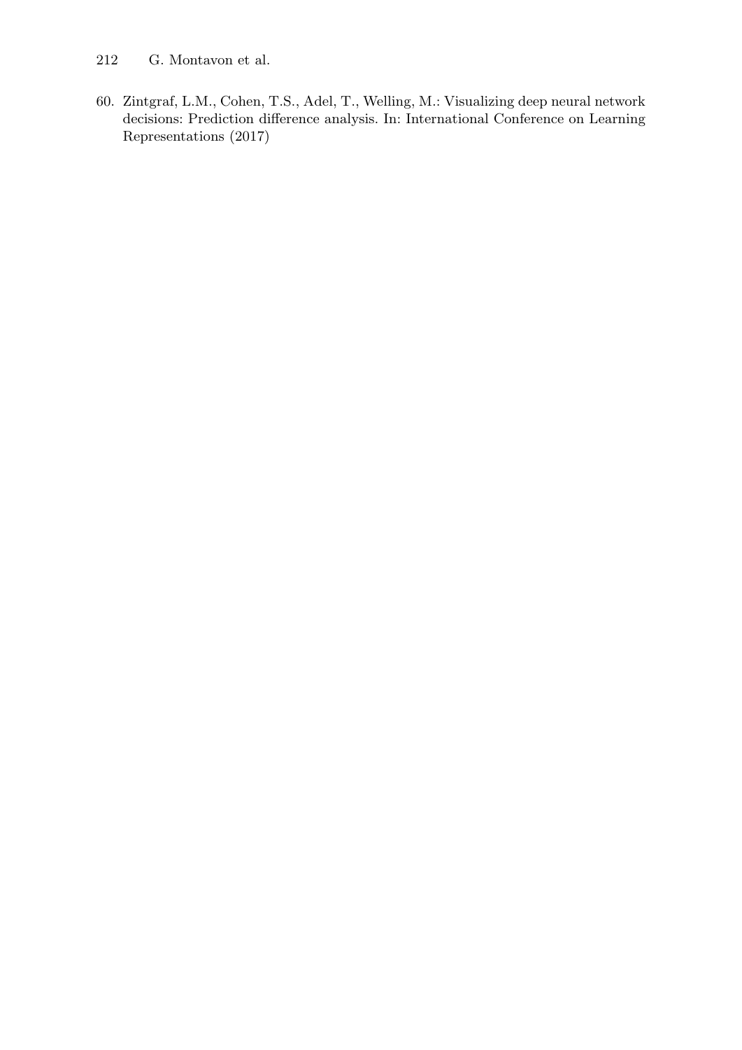60. Zintgraf, L.M., Cohen, T.S., Adel, T., Welling, M.: Visualizing deep neural network decisions: Prediction difference analysis. In: International Conference on Learning Representations (2017)